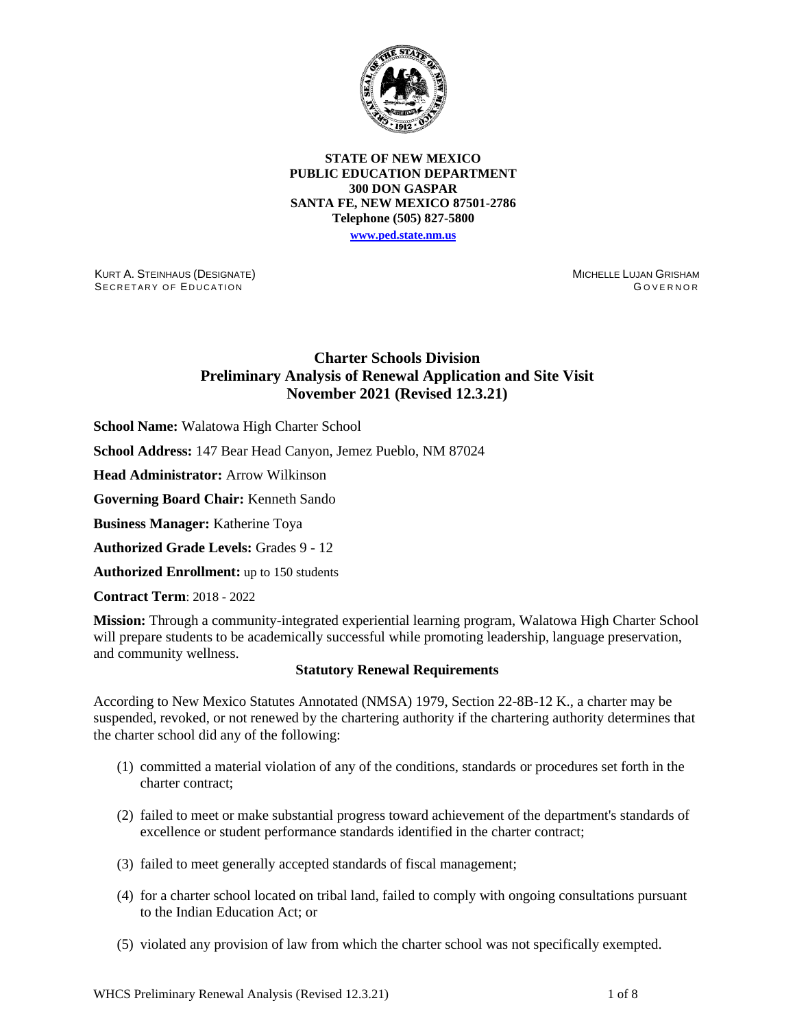**STATE OF NEW MEXICO**
**PUBLIC EDUCATION DEPARTMENT**
**300 DON GASPAR**
**SANTA FE, NEW MEXICO 87501-2786**
**Telephone (505) 827-5800**
**www.ped.state.nm.us**

KURT A. STEINHAUS (DESIGNATE)
SECRETARY OF EDUCATION

MICHELLE LUJAN GRISHAM
GOVERNOR

# Charter Schools Division
## Preliminary Analysis of Renewal Application and Site Visit
## November 2021 (Revised 12.3.21)

**School Name:** Walatowa High Charter School

**School Address:** 147 Bear Head Canyon, Jemez Pueblo, NM 87024

**Head Administrator:** Arrow Wilkinson

**Governing Board Chair:** Kenneth Sando

**Business Manager:** Katherine Toya

**Authorized Grade Levels:** Grades 9 - 12

**Authorized Enrollment:** up to 150 students

**Contract Term**: 2018 - 2022

**Mission:** Through a community-integrated experiential learning program, Walatowa High Charter School will prepare students to be academically successful while promoting leadership, language preservation, and community wellness.

### Statutory Renewal Requirements

According to New Mexico Statutes Annotated (NMSA) 1979, Section 22-8B-12 K., a charter may be suspended, revoked, or not renewed by the chartering authority if the chartering authority determines that the charter school did any of the following:

(1) committed a material violation of any of the conditions, standards or procedures set forth in the charter contract;

(2) failed to meet or make substantial progress toward achievement of the department's standards of excellence or student performance standards identified in the charter contract;

(3) failed to meet generally accepted standards of fiscal management;

(4) for a charter school located on tribal land, failed to comply with ongoing consultations pursuant to the Indian Education Act; or

(5) violated any provision of law from which the charter school was not specifically exempted.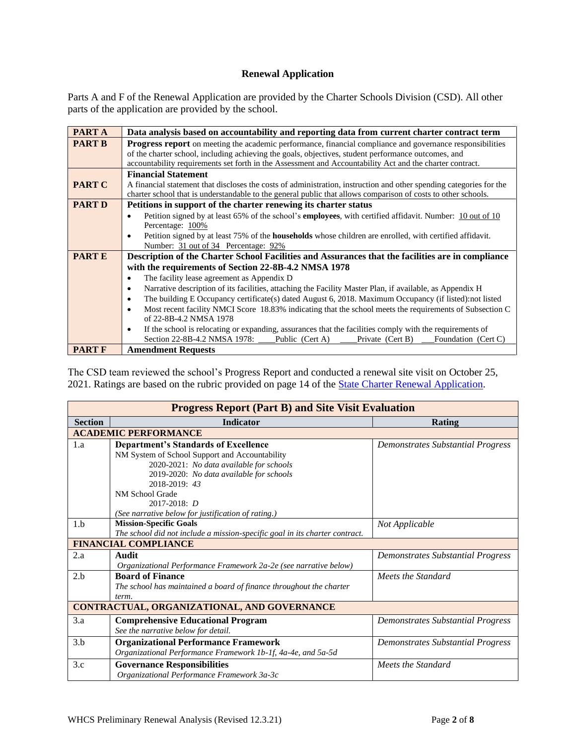## Renewal Application

Parts A and F of the Renewal Application are provided by the Charter Schools Division (CSD). All other parts of the application are provided by the school.

| | |
|---|---|
| **PART A** | **Data analysis based on accountability and reporting data from current charter contract term** |
| **PART B** | **Progress report** on meeting the academic performance, financial compliance and governance responsibilities of the charter school, including achieving the goals, objectives, student performance outcomes, and accountability requirements set forth in the Assessment and Accountability Act and the charter contract. |
| **PART C** | **Financial Statement**<br>A financial statement that discloses the costs of administration, instruction and other spending categories for the charter school that is understandable to the general public that allows comparison of costs to other schools. |
| **PART D** | **Petitions in support of the charter renewing its charter status**<br>• Petition signed by at least 65% of the school's **employees**, with certified affidavit. Number: 10 out of 10 Percentage: 100%<br>• Petition signed by at least 75% of the **households** whose children are enrolled, with certified affidavit. Number: 31 out of 34 Percentage: 92% |
| **PART E** | **Description of the Charter School Facilities and Assurances that the facilities are in compliance with the requirements of Section 22-8B-4.2 NMSA 1978**<br>• The facility lease agreement as Appendix D<br>• Narrative description of its facilities, attaching the Facility Master Plan, if available, as Appendix H<br>• The building E Occupancy certificate(s) dated August 6, 2018. Maximum Occupancy (if listed):not listed<br>• Most recent facility NMCI Score 18.83% indicating that the school meets the requirements of Subsection C of 22-8B-4.2 NMSA 1978<br>• If the school is relocating or expanding, assurances that the facilities comply with the requirements of Section 22-8B-4.2 NMSA 1978: ____Public (Cert A) ____Private (Cert B) ___Foundation (Cert C) |
| **PART F** | **Amendment Requests** |

The CSD team reviewed the school's Progress Report and conducted a renewal site visit on October 25, 2021. Ratings are based on the rubric provided on page 14 of the State Charter Renewal Application.

| **Progress Report (Part B) and Site Visit Evaluation** | | |
|---|---|---|
| **Section** | **Indicator** | **Rating** |
| **ACADEMIC PERFORMANCE** | | |
| 1.a | **Department's Standards of Excellence**<br>NM System of School Support and Accountability<br>2020-2021: *No data available for schools*<br>2019-2020: *No data available for schools*<br>2018-2019: *43*<br>NM School Grade<br>2017-2018: *D*<br>*(See narrative below for justification of rating.)* | *Demonstrates Substantial Progress* |
| 1.b | **Mission-Specific Goals**<br>*The school did not include a mission-specific goal in its charter contract.* | *Not Applicable* |
| **FINANCIAL COMPLIANCE** | | |
| 2.a | **Audit**<br>*Organizational Performance Framework 2a-2e (see narrative below)* | *Demonstrates Substantial Progress* |
| 2.b | **Board of Finance**<br>*The school has maintained a board of finance throughout the charter term.* | *Meets the Standard* |
| **CONTRACTUAL, ORGANIZATIONAL, AND GOVERNANCE** | | |
| 3.a | **Comprehensive Educational Program**<br>*See the narrative below for detail.* | *Demonstrates Substantial Progress* |
| 3.b | **Organizational Performance Framework**<br>*Organizational Performance Framework 1b-1f, 4a-4e, and 5a-5d* | *Demonstrates Substantial Progress* |
| 3.c | **Governance Responsibilities**<br>*Organizational Performance Framework 3a-3c* | *Meets the Standard* |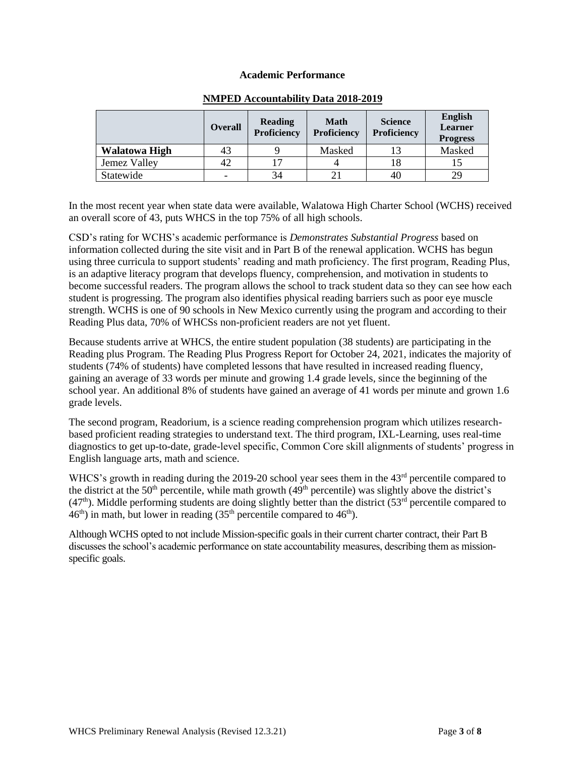**Academic Performance**

**NMPED Accountability Data 2018-2019**

| | Overall | Reading Proficiency | Math Proficiency | Science Proficiency | English Learner Progress |
|---|---|---|---|---|---|
| **Walatowa High** | 43 | 9 | Masked | 13 | Masked |
| Jemez Valley | 42 | 17 | 4 | 18 | 15 |
| Statewide | - | 34 | 21 | 40 | 29 |

In the most recent year when state data were available, Walatowa High Charter School (WCHS) received an overall score of 43, puts WHCS in the top 75% of all high schools.

CSD's rating for WCHS's academic performance is *Demonstrates Substantial Progress* based on information collected during the site visit and in Part B of the renewal application. WCHS has begun using three curricula to support students' reading and math proficiency. The first program, Reading Plus, is an adaptive literacy program that develops fluency, comprehension, and motivation in students to become successful readers. The program allows the school to track student data so they can see how each student is progressing. The program also identifies physical reading barriers such as poor eye muscle strength. WCHS is one of 90 schools in New Mexico currently using the program and according to their Reading Plus data, 70% of WHCSs non-proficient readers are not yet fluent.

Because students arrive at WHCS, the entire student population (38 students) are participating in the Reading plus Program. The Reading Plus Progress Report for October 24, 2021, indicates the majority of students (74% of students) have completed lessons that have resulted in increased reading fluency, gaining an average of 33 words per minute and growing 1.4 grade levels, since the beginning of the school year. An additional 8% of students have gained an average of 41 words per minute and grown 1.6 grade levels.

The second program, Readorium, is a science reading comprehension program which utilizes research-based proficient reading strategies to understand text. The third program, IXL-Learning, uses real-time diagnostics to get up-to-date, grade-level specific, Common Core skill alignments of students' progress in English language arts, math and science.

WHCS's growth in reading during the 2019-20 school year sees them in the 43rd percentile compared to the district at the 50th percentile, while math growth (49th percentile) was slightly above the district's (47th). Middle performing students are doing slightly better than the district (53rd percentile compared to 46th) in math, but lower in reading (35th percentile compared to 46th).

Although WCHS opted to not include Mission-specific goals in their current charter contract, their Part B discusses the school's academic performance on state accountability measures, describing them as mission-specific goals.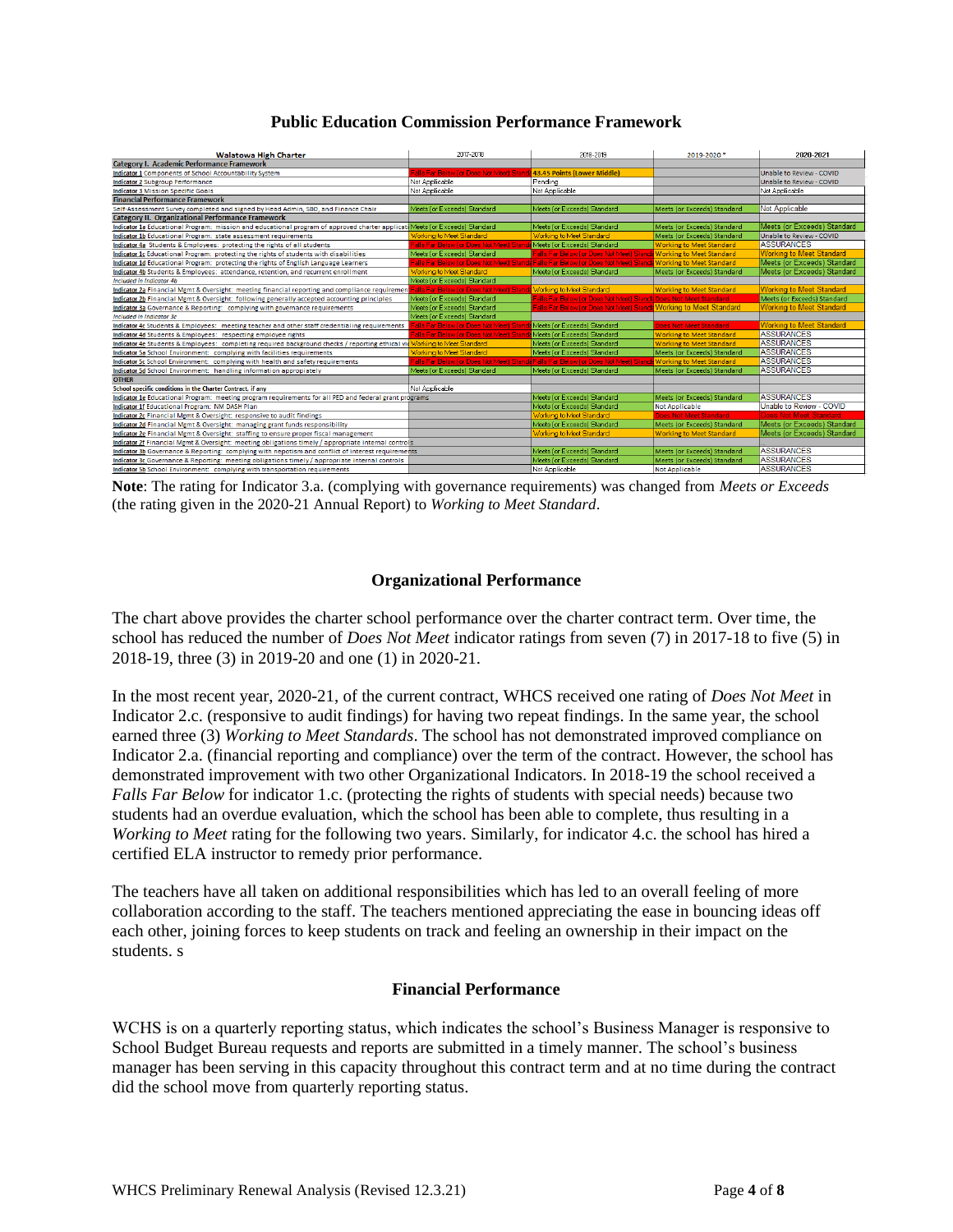## Public Education Commission Performance Framework

| Walatowa High Charter | 2017-2018 | 2018-2019 | 2019-2020 * | 2020-2021 |
|---|---|---|---|---|
| **Category I. Academic Performance Framework** | | | | |
| Indicator 1 Components of School Accountability System | Falls Far Below (or Does Not Meet) Stand | 43.45 Points (Lower Middle) | | Unable to Review - COVID |
| Indicator 2 Subgroup Performance | Not Applicable | Pending | | Unable to Review - COVID |
| Indicator 3 Mission Specific Goals | Not Applicable | Not Applicable | | Not Applicable |
| **Financial Performance Framework** | | | | |
| Self-Assessment Survey completed and signed by Head Admin, SBO, and Finance Chair | Meets (or Exceeds) Standard | Meets (or Exceeds) Standard | Meets (or Exceeds) Standard | Not Applicable |
| **Category II. Organizational Performance Framework** | | | | |
| Indicator 1a Educational Program: mission and educational program of approved charter applicat | Meets (or Exceeds) Standard | Meets (or Exceeds) Standard | Meets (or Exceeds) Standard | Meets (or Exceeds) Standard |
| Indicator 1b Educational Program: state assessment requirements | Working to Meet Standard | Working to Meet Standard | Meets (or Exceeds) Standard | Unable to Review - COVID |
| Indicator 4a Students & Employees: protecting the rights of all students | Falls Far Below (or Does Not Meet) Stand | Meets (or Exceeds) Standard | Working to Meet Standard | ASSURANCES |
| Indicator 1c Educational Program: protecting the rights of students with disabilities | Meets (or Exceeds) Standard | Falls Far Below (or Does Not Meet) Stand | Working to Meet Standard | Working to Meet Standard |
| Indicator 1d Educational Program: protecting the rights of English Language Learners | Falls Far Below (or Does Not Meet) Stand | Falls Far Below (or Does Not Meet) Stand | Working to Meet Standard | Meets (or Exceeds) Standard |
| Indicator 4b Students & Employees: attendance, retention, and recurrent enrollment | Working to Meet Standard | Meets (or Exceeds) Standard | Meets (or Exceeds) Standard | Meets (or Exceeds) Standard |
| *Included in Indicator 4b* | Meets (or Exceeds) Standard | | | |
| Indicator 2a Financial Mgmt & Oversight: meeting financial reporting and compliance requiremen | Falls Far Below (or Does Not Meet) Stand | Working to Meet Standard | Working to Meet Standard | Working to Meet Standard |
| Indicator 2b Financial Mgmt & Oversight: following generally accepted accounting principles | Meets (or Exceeds) Standard | Falls Far Below (or Does Not Meet) Stand | Does Not Meet Standard | Meets (or Exceeds) Standard |
| Indicator 3a Governance & Reporting: complying with governance requirements | Meets (or Exceeds) Standard | Falls Far Below (or Does Not Meet) Stand | Working to Meet Standard | Working to Meet Standard |
| *Included in Indicator 3c* | Meets (or Exceeds) Standard | | | |
| Indicator 4c Students & Employees: meeting teacher and other staff credentialing requirements | Falls Far Below (or Does Not Meet) Stand | Meets (or Exceeds) Standard | Does Not Meet Standard | Working to Meet Standard |
| Indicator 4d Students & Employees: respecting employee rights | Falls Far Below (or Does Not Meet) Stand | Meets (or Exceeds) Standard | Working to Meet Standard | ASSURANCES |
| Indicator 4e Students & Employees: completing required background checks / reporting ethical vi | Working to Meet Standard | Meets (or Exceeds) Standard | Working to Meet Standard | ASSURANCES |
| Indicator 5a School Environment: complying with facilities requirements | Working to Meet Standard | Meets (or Exceeds) Standard | Meets (or Exceeds) Standard | ASSURANCES |
| Indicator 5c School Environment: complying with health and safety requirements | Falls Far Below (or Does Not Meet) Stand | Falls Far Below (or Does Not Meet) Stand | Working to Meet Standard | ASSURANCES |
| Indicator 5d School Environment: handling information appropriately | Meets (or Exceeds) Standard | Meets (or Exceeds) Standard | Meets (or Exceeds) Standard | ASSURANCES |
| **OTHER** | | | | |
| School specific conditions in the Charter Contract, if any | Not Applicable | | | |
| Indicator 1e Educational Program: meeting program requirements for all PED and federal grant programs | | Meets (or Exceeds) Standard | Meets (or Exceeds) Standard | ASSURANCES |
| Indicator 1f Educational Program: NM DASH Plan | | Meets (or Exceeds) Standard | Not Applicable | Unable to Review - COVID |
| Indicator 2c Financial Mgmt & Oversight: responsive to audit findings | | Working to Meet Standard | Does Not Meet Standard | Does Not Meet Standard |
| Indicator 2d Financial Mgmt & Oversight: managing grant funds responsibility | | Meets (or Exceeds) Standard | Meets (or Exceeds) Standard | Meets (or Exceeds) Standard |
| Indicator 2e Financial Mgmt & Oversight: staffing to ensure proper fiscal management | | Working to Meet Standard | Working to Meet Standard | Meets (or Exceeds) Standard |
| Indicator 2f Financial Mgmt & Oversight: meeting obligations timely / appropriate internal controls | | | | |
| Indicator 3b Governance & Reporting: complying with nepotism and conflict of interest requirements | | Meets (or Exceeds) Standard | Meets (or Exceeds) Standard | ASSURANCES |
| Indicator 3c Governance & Reporting: meeting obligations timely / appropriate internal controls | | Meets (or Exceeds) Standard | Meets (or Exceeds) Standard | ASSURANCES |
| Indicator 5b School Environment: complying with transportation requirements | | Not Applicable | Not Applicable | ASSURANCES |

**Note**: The rating for Indicator 3.a. (complying with governance requirements) was changed from *Meets or Exceeds* (the rating given in the 2020-21 Annual Report) to *Working to Meet Standard*.

### Organizational Performance

The chart above provides the charter school performance over the charter contract term. Over time, the school has reduced the number of *Does Not Meet* indicator ratings from seven (7) in 2017-18 to five (5) in 2018-19, three (3) in 2019-20 and one (1) in 2020-21.

In the most recent year, 2020-21, of the current contract, WHCS received one rating of *Does Not Meet* in Indicator 2.c. (responsive to audit findings) for having two repeat findings. In the same year, the school earned three (3) *Working to Meet Standards*. The school has not demonstrated improved compliance on Indicator 2.a. (financial reporting and compliance) over the term of the contract. However, the school has demonstrated improvement with two other Organizational Indicators. In 2018-19 the school received a *Falls Far Below* for indicator 1.c. (protecting the rights of students with special needs) because two students had an overdue evaluation, which the school has been able to complete, thus resulting in a *Working to Meet* rating for the following two years. Similarly, for indicator 4.c. the school has hired a certified ELA instructor to remedy prior performance.

The teachers have all taken on additional responsibilities which has led to an overall feeling of more collaboration according to the staff. The teachers mentioned appreciating the ease in bouncing ideas off each other, joining forces to keep students on track and feeling an ownership in their impact on the students. s

### Financial Performance

WCHS is on a quarterly reporting status, which indicates the school's Business Manager is responsive to School Budget Bureau requests and reports are submitted in a timely manner. The school's business manager has been serving in this capacity throughout this contract term and at no time during the contract did the school move from quarterly reporting status.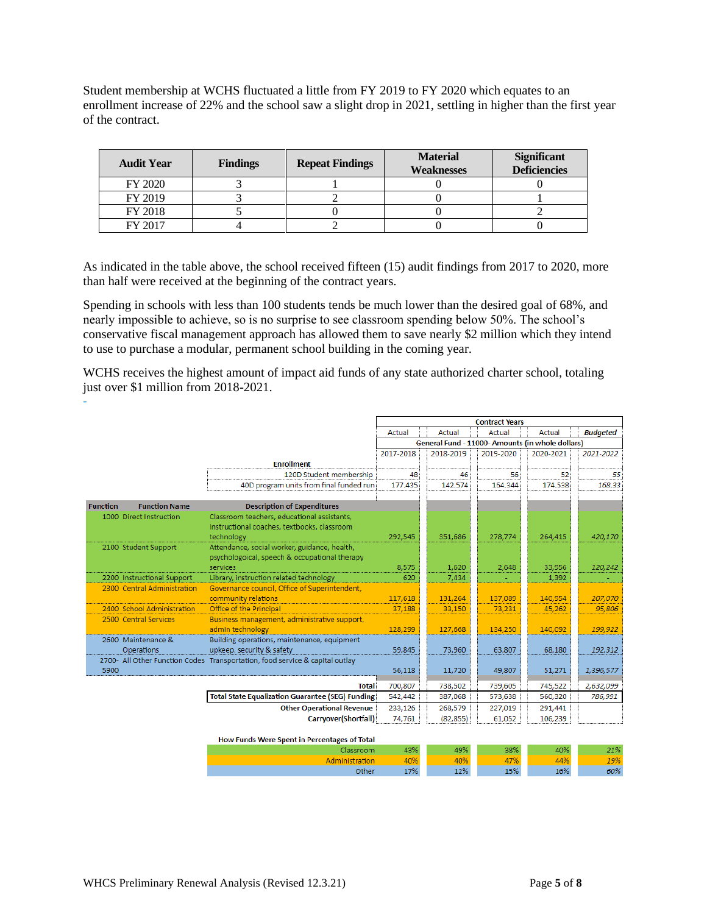Student membership at WCHS fluctuated a little from FY 2019 to FY 2020 which equates to an enrollment increase of 22% and the school saw a slight drop in 2021, settling in higher than the first year of the contract.

| Audit Year | Findings | Repeat Findings | Material Weaknesses | Significant Deficiencies |
|---|---|---|---|---|
| FY 2020 | 3 | 1 | 0 | 0 |
| FY 2019 | 3 | 2 | 0 | 1 |
| FY 2018 | 5 | 0 | 0 | 2 |
| FY 2017 | 4 | 2 | 0 | 0 |

As indicated in the table above, the school received fifteen (15) audit findings from 2017 to 2020, more than half were received at the beginning of the contract years.

Spending in schools with less than 100 students tends be much lower than the desired goal of 68%, and nearly impossible to achieve, so is no surprise to see classroom spending below 50%. The school's conservative fiscal management approach has allowed them to save nearly $2 million which they intend to use to purchase a modular, permanent school building in the coming year.

WCHS receives the highest amount of impact aid funds of any state authorized charter school, totaling just over $1 million from 2018-2021.

| | | | Contract Years | | | | |
|---|---|---|---|---|---|---|---|
| | | | Actual | Actual | Actual | Actual | *Budgeted* |
| | | | General Fund - 11000- Amounts (in whole dollars) | | | | |
| | | | 2017-2018 | 2018-2019 | 2019-2020 | 2020-2021 | *2021-2022* |
| | | **Enrollment** | | | | | |
| | | 120D Student membership | 48 | 46 | 56 | 52 | *55* |
| | | 40D program units from final funded run | 177.435 | 142.574 | 164.344 | 174.538 | *168.33* |
| **Function** | **Function Name** | **Description of Expenditures** | | | | | |
| 1000 | Direct Instruction | Classroom teachers, educational assistants, instructional coaches, textbooks, classroom technology | 292,545 | 351,686 | 278,774 | 264,415 | *420,170* |
| 2100 | Student Support | Attendance, social worker, guidance, health, psychologoical, speech & occupational therapy services | 8,575 | 1,620 | 2,648 | 33,956 | *120,242* |
| 2200 | Instructional Support | Library, instruction related technology | 620 | 7,434 | - | 1,392 | - |
| 2300 | Central Administration | Governance council, Office of Superintendent, community relations | 117,618 | 131,264 | 137,089 | 140,954 | *207,070* |
| 2400 | School Administration | Office of the Principal | 37,188 | 33,150 | 73,231 | 45,262 | *95,806* |
| 2500 | Central Services | Business management, administrative support, admin technology | 128,299 | 127,668 | 134,250 | 140,092 | *199,922* |
| 2600 | Maintenance & Operations | Building operations, maintenance, equipment upkeep, security & safety | 59,845 | 73,960 | 63,807 | 68,180 | *192,312* |
| 2700-5900 | All Other Function Codes | Transportation, food service & capital outlay | 56,118 | 11,720 | 49,807 | 51,271 | *1,396,577* |
| | | **Total** | 700,807 | 738,502 | 739,605 | 745,522 | *2,632,099* |
| | | **Total State Equalization Guarantee (SEG) Funding** | 542,442 | 387,068 | 573,638 | 560,320 | *786,991* |
| | | **Other Operational Revenue** | 233,126 | 268,579 | 227,019 | 291,441 | |
| | | **Carryover(Shortfall)** | 74,761 | (82,855) | 61,052 | 106,239 | |

| How Funds Were Spent in Percentages of Total | 2017-2018 | 2018-2019 | 2019-2020 | 2020-2021 | *2021-2022* |
|---|---|---|---|---|---|
| Classroom | 43% | 49% | 38% | 40% | *21%* |
| Administration | 40% | 40% | 47% | 44% | *19%* |
| Other | 17% | 12% | 15% | 16% | *60%* |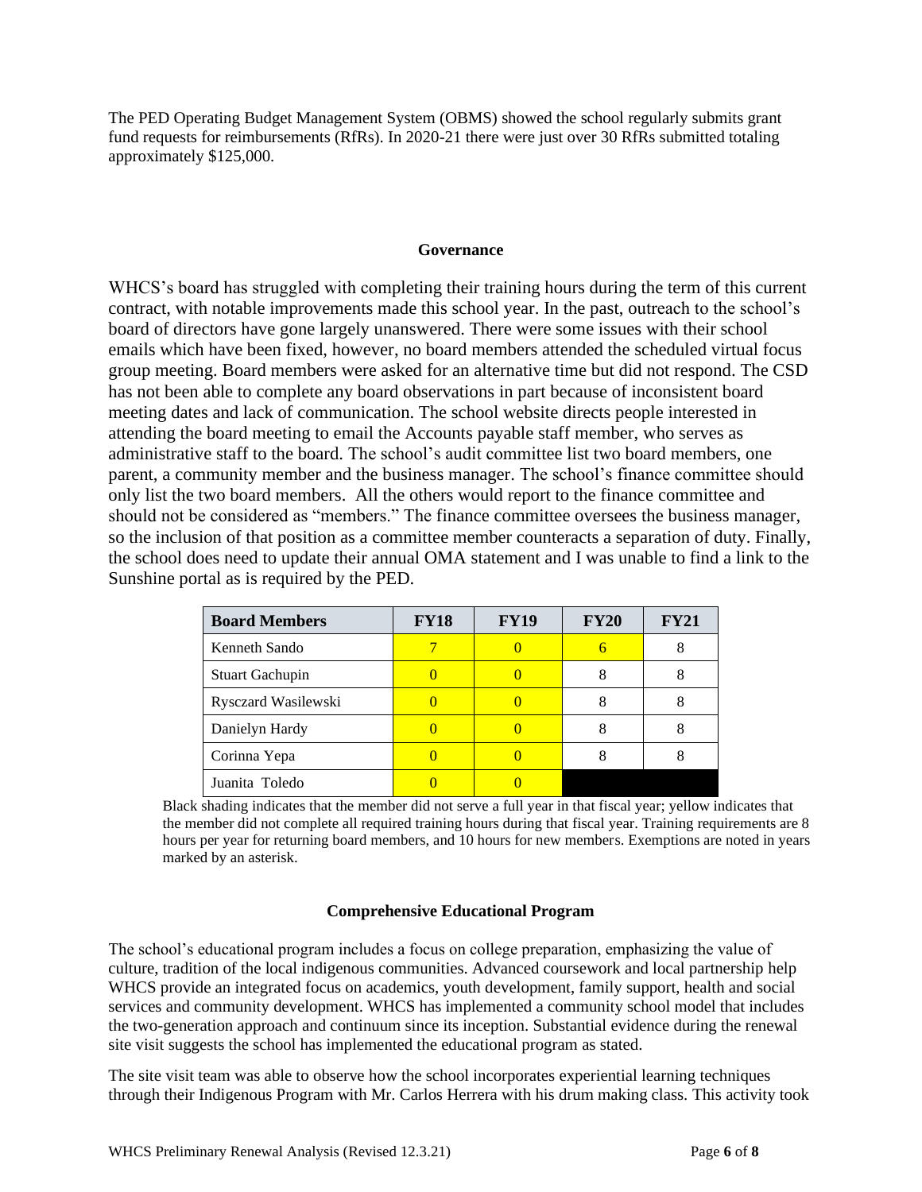The PED Operating Budget Management System (OBMS) showed the school regularly submits grant fund requests for reimbursements (RfRs). In 2020-21 there were just over 30 RfRs submitted totaling approximately $125,000.

### Governance

WHCS's board has struggled with completing their training hours during the term of this current contract, with notable improvements made this school year. In the past, outreach to the school's board of directors have gone largely unanswered. There were some issues with their school emails which have been fixed, however, no board members attended the scheduled virtual focus group meeting. Board members were asked for an alternative time but did not respond. The CSD has not been able to complete any board observations in part because of inconsistent board meeting dates and lack of communication. The school website directs people interested in attending the board meeting to email the Accounts payable staff member, who serves as administrative staff to the board. The school's audit committee list two board members, one parent, a community member and the business manager. The school's finance committee should only list the two board members. All the others would report to the finance committee and should not be considered as "members." The finance committee oversees the business manager, so the inclusion of that position as a committee member counteracts a separation of duty. Finally, the school does need to update their annual OMA statement and I was unable to find a link to the Sunshine portal as is required by the PED.

| Board Members | FY18 | FY19 | FY20 | FY21 |
|---|---|---|---|---|
| Kenneth Sando | 7 | 0 | 6 | 8 |
| Stuart Gachupin | 0 | 0 | 8 | 8 |
| Rysczard Wasilewski | 0 | 0 | 8 | 8 |
| Danielyn Hardy | 0 | 0 | 8 | 8 |
| Corinna Yepa | 0 | 0 | 8 | 8 |
| Juanita Toledo | 0 | 0 | | |

Black shading indicates that the member did not serve a full year in that fiscal year; yellow indicates that the member did not complete all required training hours during that fiscal year. Training requirements are 8 hours per year for returning board members, and 10 hours for new members. Exemptions are noted in years marked by an asterisk.

### Comprehensive Educational Program

The school's educational program includes a focus on college preparation, emphasizing the value of culture, tradition of the local indigenous communities. Advanced coursework and local partnership help WHCS provide an integrated focus on academics, youth development, family support, health and social services and community development. WHCS has implemented a community school model that includes the two-generation approach and continuum since its inception. Substantial evidence during the renewal site visit suggests the school has implemented the educational program as stated.

The site visit team was able to observe how the school incorporates experiential learning techniques through their Indigenous Program with Mr. Carlos Herrera with his drum making class. This activity took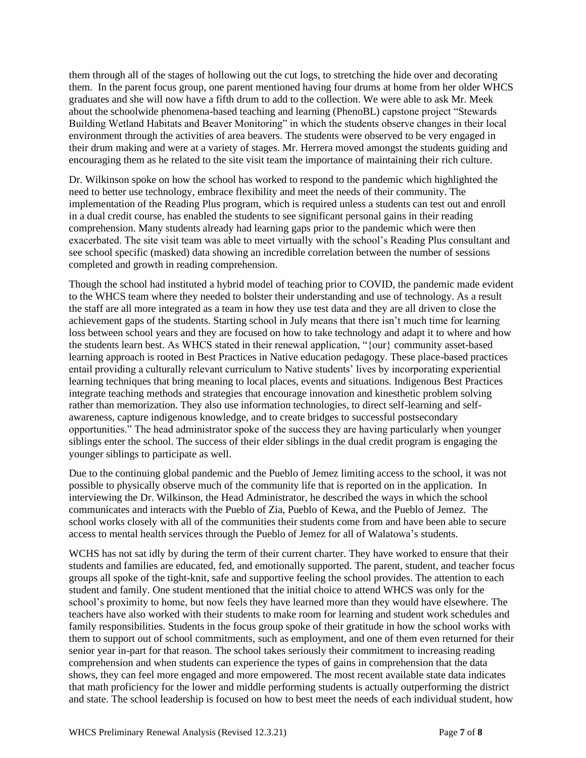them through all of the stages of hollowing out the cut logs, to stretching the hide over and decorating them. In the parent focus group, one parent mentioned having four drums at home from her older WHCS graduates and she will now have a fifth drum to add to the collection. We were able to ask Mr. Meek about the schoolwide phenomena-based teaching and learning (PhenoBL) capstone project "Stewards Building Wetland Habitats and Beaver Monitoring" in which the students observe changes in their local environment through the activities of area beavers. The students were observed to be very engaged in their drum making and were at a variety of stages. Mr. Herrera moved amongst the students guiding and encouraging them as he related to the site visit team the importance of maintaining their rich culture.

Dr. Wilkinson spoke on how the school has worked to respond to the pandemic which highlighted the need to better use technology, embrace flexibility and meet the needs of their community. The implementation of the Reading Plus program, which is required unless a students can test out and enroll in a dual credit course, has enabled the students to see significant personal gains in their reading comprehension. Many students already had learning gaps prior to the pandemic which were then exacerbated. The site visit team was able to meet virtually with the school's Reading Plus consultant and see school specific (masked) data showing an incredible correlation between the number of sessions completed and growth in reading comprehension.

Though the school had instituted a hybrid model of teaching prior to COVID, the pandemic made evident to the WHCS team where they needed to bolster their understanding and use of technology. As a result the staff are all more integrated as a team in how they use test data and they are all driven to close the achievement gaps of the students. Starting school in July means that there isn't much time for learning loss between school years and they are focused on how to take technology and adapt it to where and how the students learn best. As WHCS stated in their renewal application, "{our} community asset-based learning approach is rooted in Best Practices in Native education pedagogy. These place-based practices entail providing a culturally relevant curriculum to Native students' lives by incorporating experiential learning techniques that bring meaning to local places, events and situations. Indigenous Best Practices integrate teaching methods and strategies that encourage innovation and kinesthetic problem solving rather than memorization. They also use information technologies, to direct self-learning and self-awareness, capture indigenous knowledge, and to create bridges to successful postsecondary opportunities." The head administrator spoke of the success they are having particularly when younger siblings enter the school. The success of their elder siblings in the dual credit program is engaging the younger siblings to participate as well.

Due to the continuing global pandemic and the Pueblo of Jemez limiting access to the school, it was not possible to physically observe much of the community life that is reported on in the application. In interviewing the Dr. Wilkinson, the Head Administrator, he described the ways in which the school communicates and interacts with the Pueblo of Zia, Pueblo of Kewa, and the Pueblo of Jemez. The school works closely with all of the communities their students come from and have been able to secure access to mental health services through the Pueblo of Jemez for all of Walatowa's students.

WCHS has not sat idly by during the term of their current charter. They have worked to ensure that their students and families are educated, fed, and emotionally supported. The parent, student, and teacher focus groups all spoke of the tight-knit, safe and supportive feeling the school provides. The attention to each student and family. One student mentioned that the initial choice to attend WHCS was only for the school's proximity to home, but now feels they have learned more than they would have elsewhere. The teachers have also worked with their students to make room for learning and student work schedules and family responsibilities. Students in the focus group spoke of their gratitude in how the school works with them to support out of school commitments, such as employment, and one of them even returned for their senior year in-part for that reason. The school takes seriously their commitment to increasing reading comprehension and when students can experience the types of gains in comprehension that the data shows, they can feel more engaged and more empowered. The most recent available state data indicates that math proficiency for the lower and middle performing students is actually outperforming the district and state. The school leadership is focused on how to best meet the needs of each individual student, how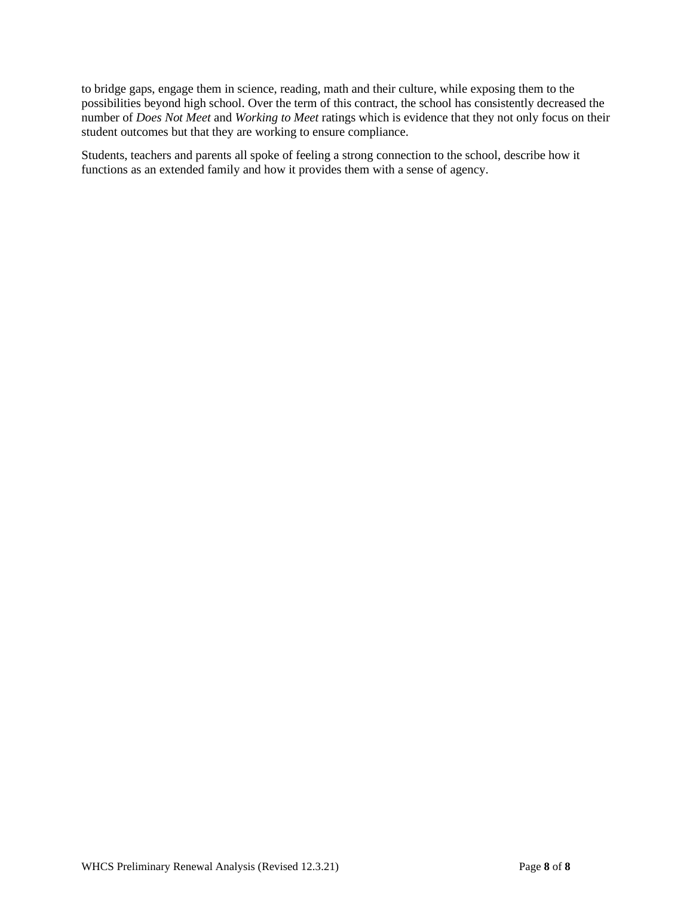to bridge gaps, engage them in science, reading, math and their culture, while exposing them to the possibilities beyond high school. Over the term of this contract, the school has consistently decreased the number of *Does Not Meet* and *Working to Meet* ratings which is evidence that they not only focus on their student outcomes but that they are working to ensure compliance.

Students, teachers and parents all spoke of feeling a strong connection to the school, describe how it functions as an extended family and how it provides them with a sense of agency.